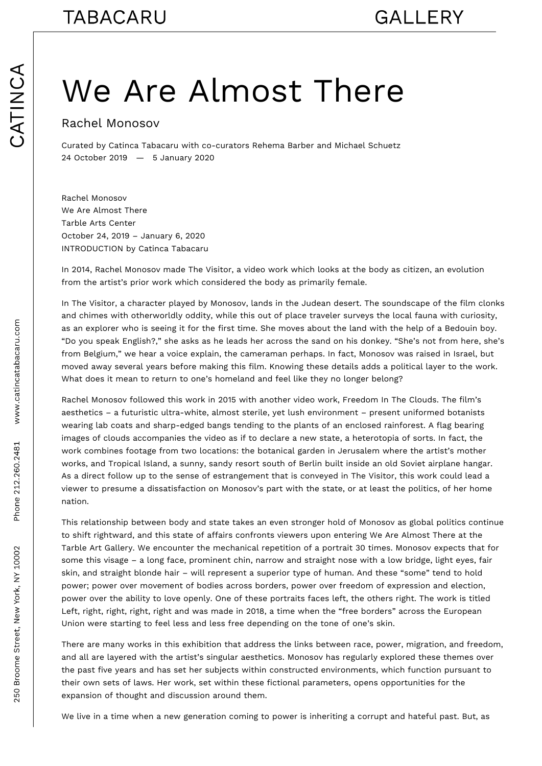# We Are Almost There

## Rachel Monosov

Curated by Catinca Tabacaru with co-curators Rehema Barber and Michael Schuetz
24 October 2019 — 5 January 2020

Rachel Monosov
We Are Almost There
Tarble Arts Center
October 24, 2019 – January 6, 2020
INTRODUCTION by Catinca Tabacaru

In 2014, Rachel Monosov made The Visitor, a video work which looks at the body as citizen, an evolution from the artist's prior work which considered the body as primarily female.

In The Visitor, a character played by Monosov, lands in the Judean desert. The soundscape of the film clonks and chimes with otherworldly oddity, while this out of place traveler surveys the local fauna with curiosity, as an explorer who is seeing it for the first time. She moves about the land with the help of a Bedouin boy. "Do you speak English?," she asks as he leads her across the sand on his donkey. "She's not from here, she's from Belgium," we hear a voice explain, the cameraman perhaps. In fact, Monosov was raised in Israel, but moved away several years before making this film. Knowing these details adds a political layer to the work. What does it mean to return to one's homeland and feel like they no longer belong?

Rachel Monosov followed this work in 2015 with another video work, Freedom In The Clouds. The film's aesthetics – a futuristic ultra-white, almost sterile, yet lush environment – present uniformed botanists wearing lab coats and sharp-edged bangs tending to the plants of an enclosed rainforest. A flag bearing images of clouds accompanies the video as if to declare a new state, a heterotopia of sorts. In fact, the work combines footage from two locations: the botanical garden in Jerusalem where the artist's mother works, and Tropical Island, a sunny, sandy resort south of Berlin built inside an old Soviet airplane hangar. As a direct follow up to the sense of estrangement that is conveyed in The Visitor, this work could lead a viewer to presume a dissatisfaction on Monosov's part with the state, or at least the politics, of her home nation.

This relationship between body and state takes an even stronger hold of Monosov as global politics continue to shift rightward, and this state of affairs confronts viewers upon entering We Are Almost There at the Tarble Art Gallery. We encounter the mechanical repetition of a portrait 30 times. Monosov expects that for some this visage – a long face, prominent chin, narrow and straight nose with a low bridge, light eyes, fair skin, and straight blonde hair – will represent a superior type of human. And these "some" tend to hold power; power over movement of bodies across borders, power over freedom of expression and election, power over the ability to love openly. One of these portraits faces left, the others right. The work is titled Left, right, right, right, right and was made in 2018, a time when the "free borders" across the European Union were starting to feel less and less free depending on the tone of one's skin.

There are many works in this exhibition that address the links between race, power, migration, and freedom, and all are layered with the artist's singular aesthetics. Monosov has regularly explored these themes over the past five years and has set her subjects within constructed environments, which function pursuant to their own sets of laws. Her work, set within these fictional parameters, opens opportunities for the expansion of thought and discussion around them.

We live in a time when a new generation coming to power is inheriting a corrupt and hateful past. But, as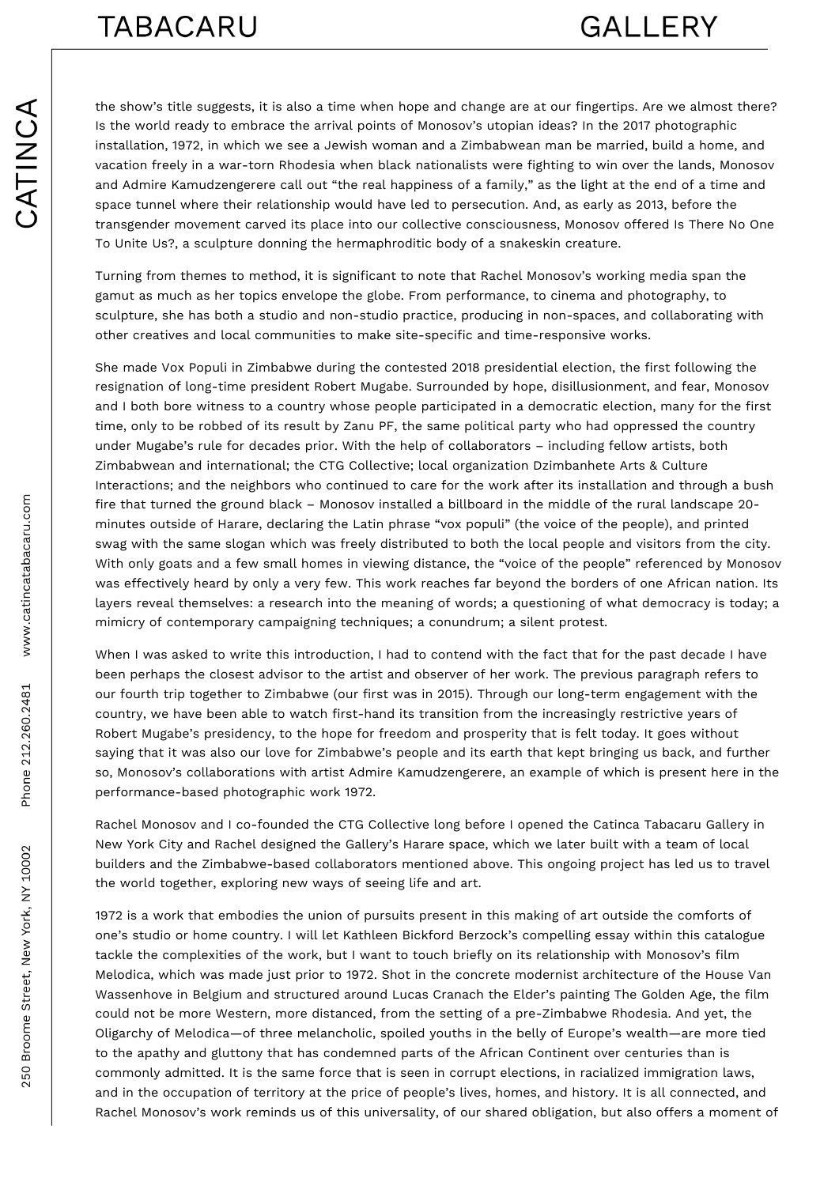the show's title suggests, it is also a time when hope and change are at our fingertips. Are we almost there? Is the world ready to embrace the arrival points of Monosov's utopian ideas? In the 2017 photographic installation, 1972, in which we see a Jewish woman and a Zimbabwean man be married, build a home, and vacation freely in a war-torn Rhodesia when black nationalists were fighting to win over the lands, Monosov and Admire Kamudzengerere call out "the real happiness of a family," as the light at the end of a time and space tunnel where their relationship would have led to persecution. And, as early as 2013, before the transgender movement carved its place into our collective consciousness, Monosov offered Is There No One To Unite Us?, a sculpture donning the hermaphroditic body of a snakeskin creature.

Turning from themes to method, it is significant to note that Rachel Monosov's working media span the gamut as much as her topics envelope the globe. From performance, to cinema and photography, to sculpture, she has both a studio and non-studio practice, producing in non-spaces, and collaborating with other creatives and local communities to make site-specific and time-responsive works.

She made Vox Populi in Zimbabwe during the contested 2018 presidential election, the first following the resignation of long-time president Robert Mugabe. Surrounded by hope, disillusionment, and fear, Monosov and I both bore witness to a country whose people participated in a democratic election, many for the first time, only to be robbed of its result by Zanu PF, the same political party who had oppressed the country under Mugabe's rule for decades prior. With the help of collaborators – including fellow artists, both Zimbabwean and international; the CTG Collective; local organization Dzimbanhete Arts & Culture Interactions; and the neighbors who continued to care for the work after its installation and through a bush fire that turned the ground black – Monosov installed a billboard in the middle of the rural landscape 20-minutes outside of Harare, declaring the Latin phrase "vox populi" (the voice of the people), and printed swag with the same slogan which was freely distributed to both the local people and visitors from the city. With only goats and a few small homes in viewing distance, the "voice of the people" referenced by Monosov was effectively heard by only a very few. This work reaches far beyond the borders of one African nation. Its layers reveal themselves: a research into the meaning of words; a questioning of what democracy is today; a mimicry of contemporary campaigning techniques; a conundrum; a silent protest.

When I was asked to write this introduction, I had to contend with the fact that for the past decade I have been perhaps the closest advisor to the artist and observer of her work. The previous paragraph refers to our fourth trip together to Zimbabwe (our first was in 2015). Through our long-term engagement with the country, we have been able to watch first-hand its transition from the increasingly restrictive years of Robert Mugabe's presidency, to the hope for freedom and prosperity that is felt today. It goes without saying that it was also our love for Zimbabwe's people and its earth that kept bringing us back, and further so, Monosov's collaborations with artist Admire Kamudzengerere, an example of which is present here in the performance-based photographic work 1972.

Rachel Monosov and I co-founded the CTG Collective long before I opened the Catinca Tabacaru Gallery in New York City and Rachel designed the Gallery's Harare space, which we later built with a team of local builders and the Zimbabwe-based collaborators mentioned above. This ongoing project has led us to travel the world together, exploring new ways of seeing life and art.

1972 is a work that embodies the union of pursuits present in this making of art outside the comforts of one's studio or home country. I will let Kathleen Bickford Berzock's compelling essay within this catalogue tackle the complexities of the work, but I want to touch briefly on its relationship with Monosov's film Melodica, which was made just prior to 1972. Shot in the concrete modernist architecture of the House Van Wassenhove in Belgium and structured around Lucas Cranach the Elder's painting The Golden Age, the film could not be more Western, more distanced, from the setting of a pre-Zimbabwe Rhodesia. And yet, the Oligarchy of Melodica—of three melancholic, spoiled youths in the belly of Europe's wealth—are more tied to the apathy and gluttony that has condemned parts of the African Continent over centuries than is commonly admitted. It is the same force that is seen in corrupt elections, in racialized immigration laws, and in the occupation of territory at the price of people's lives, homes, and history. It is all connected, and Rachel Monosov's work reminds us of this universality, of our shared obligation, but also offers a moment of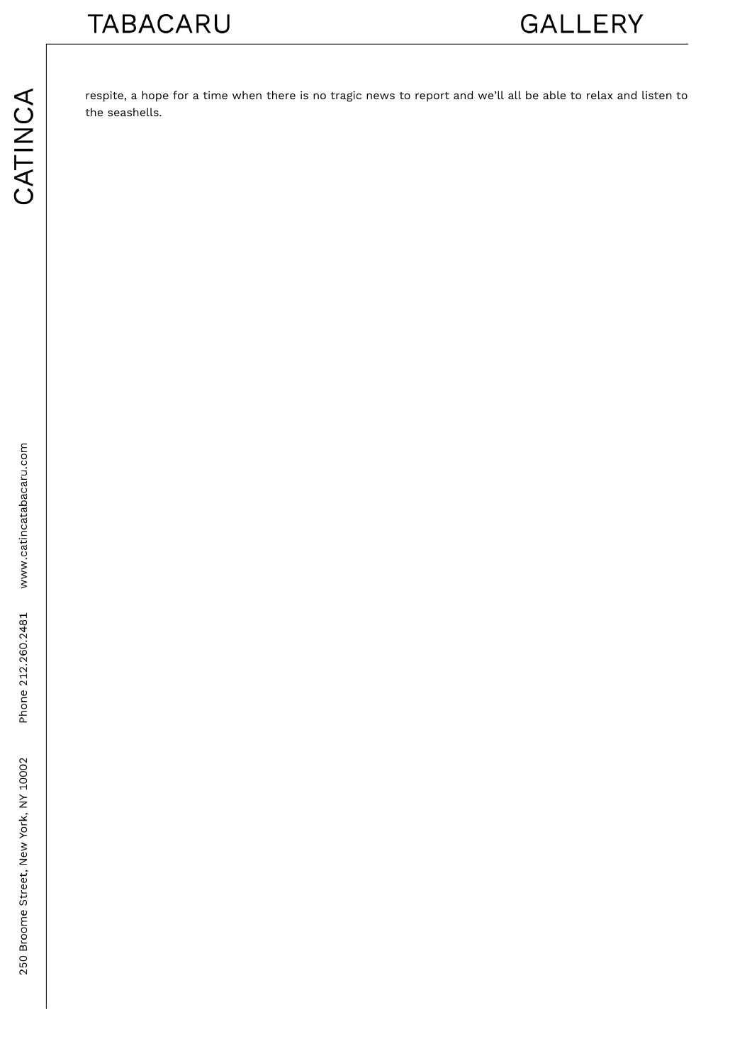respite, a hope for a time when there is no tragic news to report and we'll all be able to relax and listen to the seashells.